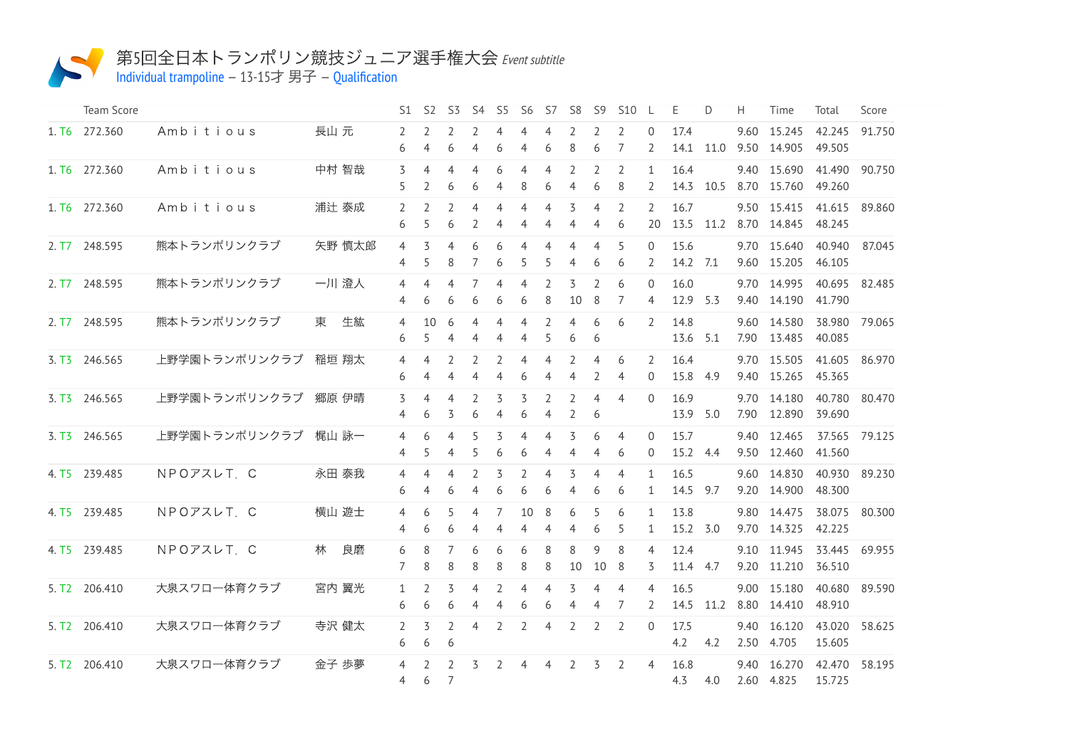# 第5回全日本トランポリン競技ジュニア選手権大会 *Event subtitle*

Individual trampoline – 13-15才 男子 – Qualification

| | Team Score | | | S1 | S2 | S3 | S4 | S5 | S6 | S7 | S8 | S9 | S10 | L | E | D | H | Time | Total | Score |
|---|---|---|---|---|---|---|---|---|---|---|---|---|---|---|---|---|---|---|---|---|
| 1. T6 | 272.360 | Ａｍｂｉｔｉｏｕｓ | 長山 元 | 2 | 2 | 2 | 2 | 4 | 4 | 4 | 2 | 2 | 2 | 0 | 17.4 | | 9.60 | 15.245 | 42.245 | 91.750 |
| | | | | 6 | 4 | 6 | 4 | 6 | 4 | 6 | 8 | 6 | 7 | 2 | 14.1 | 11.0 | 9.50 | 14.905 | 49.505 | |
| 1. T6 | 272.360 | Ａｍｂｉｔｉｏｕｓ | 中村 智哉 | 3 | 4 | 4 | 4 | 6 | 4 | 4 | 2 | 2 | 2 | 1 | 16.4 | | 9.40 | 15.690 | 41.490 | 90.750 |
| | | | | 5 | 2 | 6 | 6 | 4 | 8 | 6 | 4 | 6 | 8 | 2 | 14.3 | 10.5 | 8.70 | 15.760 | 49.260 | |
| 1. T6 | 272.360 | Ａｍｂｉｔｉｏｕｓ | 浦辻 泰成 | 2 | 2 | 2 | 4 | 4 | 4 | 4 | 3 | 4 | 2 | 2 | 16.7 | | 9.50 | 15.415 | 41.615 | 89.860 |
| | | | | 6 | 5 | 6 | 2 | 4 | 4 | 4 | 4 | 4 | 6 | 20 | 13.5 | 11.2 | 8.70 | 14.845 | 48.245 | |
| 2. T7 | 248.595 | 熊本トランポリンクラブ | 矢野 慎太郎 | 4 | 3 | 4 | 6 | 6 | 4 | 4 | 4 | 4 | 5 | 0 | 15.6 | | 9.70 | 15.640 | 40.940 | 87.045 |
| | | | | 4 | 5 | 8 | 7 | 6 | 5 | 5 | 4 | 6 | 6 | 2 | 14.2 | 7.1 | 9.60 | 15.205 | 46.105 | |
| 2. T7 | 248.595 | 熊本トランポリンクラブ | 一川 澄人 | 4 | 4 | 4 | 7 | 4 | 4 | 2 | 3 | 2 | 6 | 0 | 16.0 | | 9.70 | 14.995 | 40.695 | 82.485 |
| | | | | 4 | 6 | 6 | 6 | 6 | 6 | 8 | 10 | 8 | 7 | 4 | 12.9 | 5.3 | 9.40 | 14.190 | 41.790 | |
| 2. T7 | 248.595 | 熊本トランポリンクラブ | 東　生紘 | 4 | 10 | 6 | 4 | 4 | 4 | 2 | 4 | 6 | 6 | 2 | 14.8 | | 9.60 | 14.580 | 38.980 | 79.065 |
| | | | | 6 | 5 | 4 | 4 | 4 | 4 | 5 | 6 | 6 | | | 13.6 | 5.1 | 7.90 | 13.485 | 40.085 | |
| 3. T3 | 246.565 | 上野学園トランポリンクラブ | 稲垣 翔太 | 4 | 4 | 2 | 2 | 2 | 4 | 4 | 2 | 4 | 6 | 2 | 16.4 | | 9.70 | 15.505 | 41.605 | 86.970 |
| | | | | 6 | 4 | 4 | 4 | 4 | 6 | 4 | 4 | 2 | 4 | 0 | 15.8 | 4.9 | 9.40 | 15.265 | 45.365 | |
| 3. T3 | 246.565 | 上野学園トランポリンクラブ | 郷原 伊晴 | 3 | 4 | 4 | 2 | 3 | 3 | 2 | 2 | 4 | 4 | 0 | 16.9 | | 9.70 | 14.180 | 40.780 | 80.470 |
| | | | | 4 | 6 | 3 | 6 | 4 | 6 | 4 | 2 | 6 | | | 13.9 | 5.0 | 7.90 | 12.890 | 39.690 | |
| 3. T3 | 246.565 | 上野学園トランポリンクラブ | 梶山 詠一 | 4 | 6 | 4 | 5 | 3 | 4 | 4 | 3 | 6 | 4 | 0 | 15.7 | | 9.40 | 12.465 | 37.565 | 79.125 |
| | | | | 4 | 5 | 4 | 5 | 6 | 6 | 4 | 4 | 4 | 6 | 0 | 15.2 | 4.4 | 9.50 | 12.460 | 41.560 | |
| 4. T5 | 239.485 | ＮＰＯアスレＴ．Ｃ | 永田 泰我 | 4 | 4 | 4 | 2 | 3 | 2 | 4 | 3 | 4 | 4 | 1 | 16.5 | | 9.60 | 14.830 | 40.930 | 89.230 |
| | | | | 6 | 4 | 6 | 4 | 6 | 6 | 6 | 4 | 6 | 6 | 1 | 14.5 | 9.7 | 9.20 | 14.900 | 48.300 | |
| 4. T5 | 239.485 | ＮＰＯアスレＴ．Ｃ | 横山 遊士 | 4 | 6 | 5 | 4 | 7 | 10 | 8 | 6 | 5 | 6 | 1 | 13.8 | | 9.80 | 14.475 | 38.075 | 80.300 |
| | | | | 4 | 6 | 6 | 4 | 4 | 4 | 4 | 4 | 6 | 5 | 1 | 15.2 | 3.0 | 9.70 | 14.325 | 42.225 | |
| 4. T5 | 239.485 | ＮＰＯアスレＴ．Ｃ | 林　良磨 | 6 | 8 | 7 | 6 | 6 | 6 | 8 | 8 | 9 | 8 | 4 | 12.4 | | 9.10 | 11.945 | 33.445 | 69.955 |
| | | | | 7 | 8 | 8 | 8 | 8 | 8 | 8 | 10 | 10 | 8 | 3 | 11.4 | 4.7 | 9.20 | 11.210 | 36.510 | |
| 5. T2 | 206.410 | 大泉スワロー体育クラブ | 宮内 翼光 | 1 | 2 | 3 | 4 | 2 | 4 | 4 | 3 | 4 | 4 | 4 | 16.5 | | 9.00 | 15.180 | 40.680 | 89.590 |
| | | | | 6 | 6 | 6 | 4 | 4 | 6 | 6 | 4 | 4 | 7 | 2 | 14.5 | 11.2 | 8.80 | 14.410 | 48.910 | |
| 5. T2 | 206.410 | 大泉スワロー体育クラブ | 寺沢 健太 | 2 | 3 | 2 | 4 | 2 | 2 | 4 | 2 | 2 | 2 | 0 | 17.5 | | 9.40 | 16.120 | 43.020 | 58.625 |
| | | | | 6 | 6 | 6 | | | | | | | | | 4.2 | 4.2 | 2.50 | 4.705 | 15.605 | |
| 5. T2 | 206.410 | 大泉スワロー体育クラブ | 金子 歩夢 | 4 | 2 | 2 | 3 | 2 | 4 | 4 | 2 | 3 | 2 | 4 | 16.8 | | 9.40 | 16.270 | 42.470 | 58.195 |
| | | | | 4 | 6 | 7 | | | | | | | | | 4.3 | 4.0 | 2.60 | 4.825 | 15.725 | |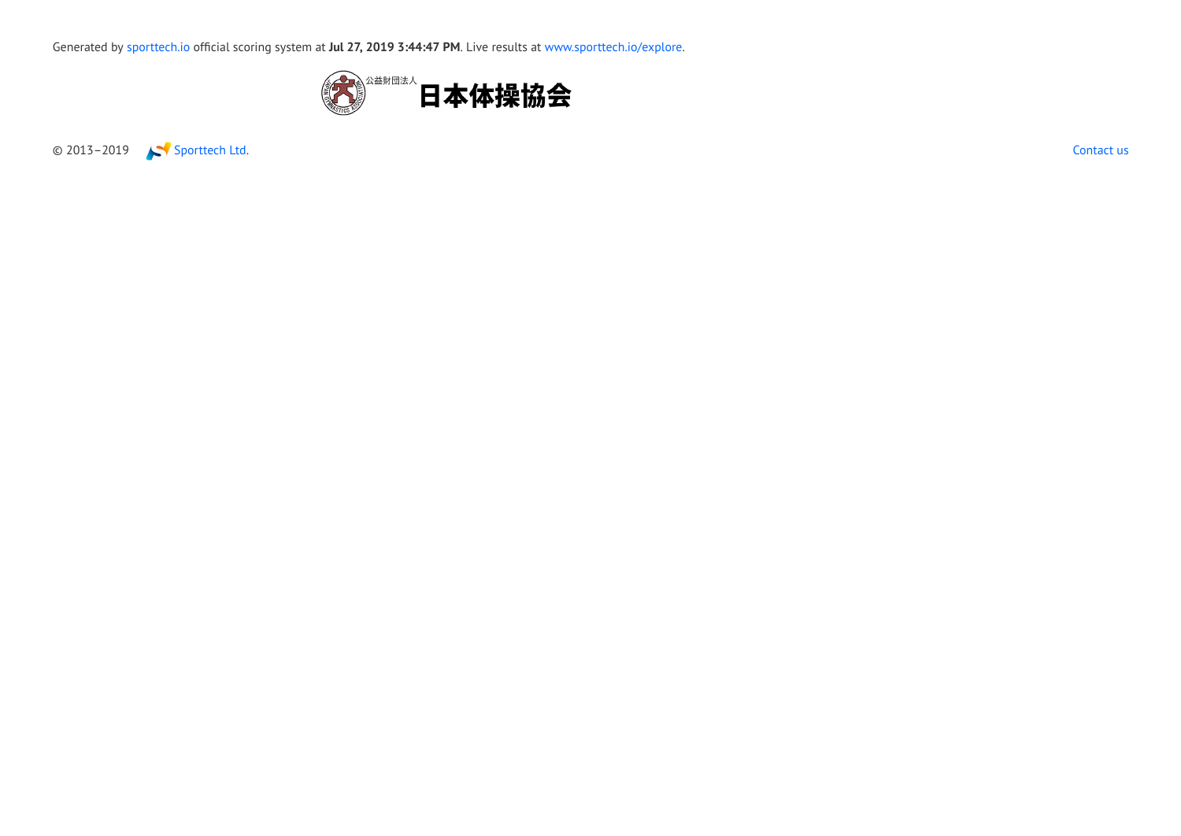Generated by sporttech.io official scoring system at **Jul 27, 2019 3:44:47 PM**. Live results at www.sporttech.io/explore.

公益財団法人 日本体操協会

© 2013–2019 Sporttech Ltd.

Contact us